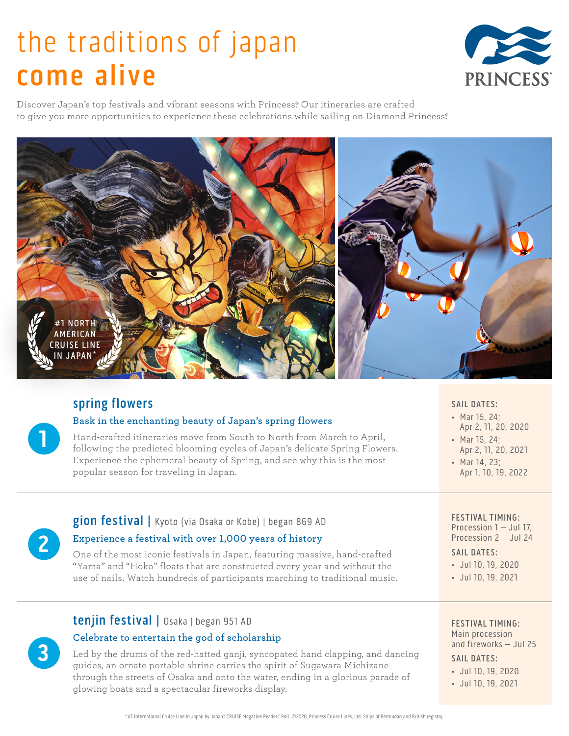# the traditions of japan **come alive**

PRINCESS®

Discover Japan's top festivals and vibrant seasons with Princess®. Our itineraries are crafted to give you more opportunities to experience these celebrations while sailing on Diamond Princess®.

#1 NORTH AMERICAN CRUISE LINE IN JAPAN*

## 1 spring flowers

### Bask in the enchanting beauty of Japan's spring flowers

Hand-crafted itineraries move from South to North from March to April, following the predicted blooming cycles of Japan's delicate Spring Flowers. Experience the ephemeral beauty of Spring, and see why this is the most popular season for traveling in Japan.

SAIL DATES:

- Mar 15, 24; Apr 2, 11, 20, 2020
- Mar 15, 24; Apr 2, 11, 20, 2021
- Mar 14, 23; Apr 1, 10, 19, 2022

## 2 gion festival | Kyoto (via Osaka or Kobe) | began 869 AD

### Experience a festival with over 1,000 years of history

One of the most iconic festivals in Japan, featuring massive, hand-crafted "Yama" and "Hoko" floats that are constructed every year and without the use of nails. Watch hundreds of participants marching to traditional music.

FESTIVAL TIMING:
Procession 1 – Jul 17,
Procession 2 – Jul 24

SAIL DATES:

- Jul 10, 19, 2020
- Jul 10, 19, 2021

## 3 tenjin festival | Osaka | began 951 AD

### Celebrate to entertain the god of scholarship

Led by the drums of the red-hatted ganji, syncopated hand clapping, and dancing guides, an ornate portable shrine carries the spirit of Sugawara Michizane through the streets of Osaka and onto the water, ending in a glorious parade of glowing boats and a spectacular fireworks display.

FESTIVAL TIMING:
Main procession and fireworks – Jul 25

SAIL DATES:

- Jul 10, 19, 2020
- Jul 10, 19, 2021

*#1 International Cruise Line in Japan by Japan's CRUISE Magazine Readers' Poll. ©2020, Princess Cruise Lines, Ltd. Ships of Bermudan and British registry.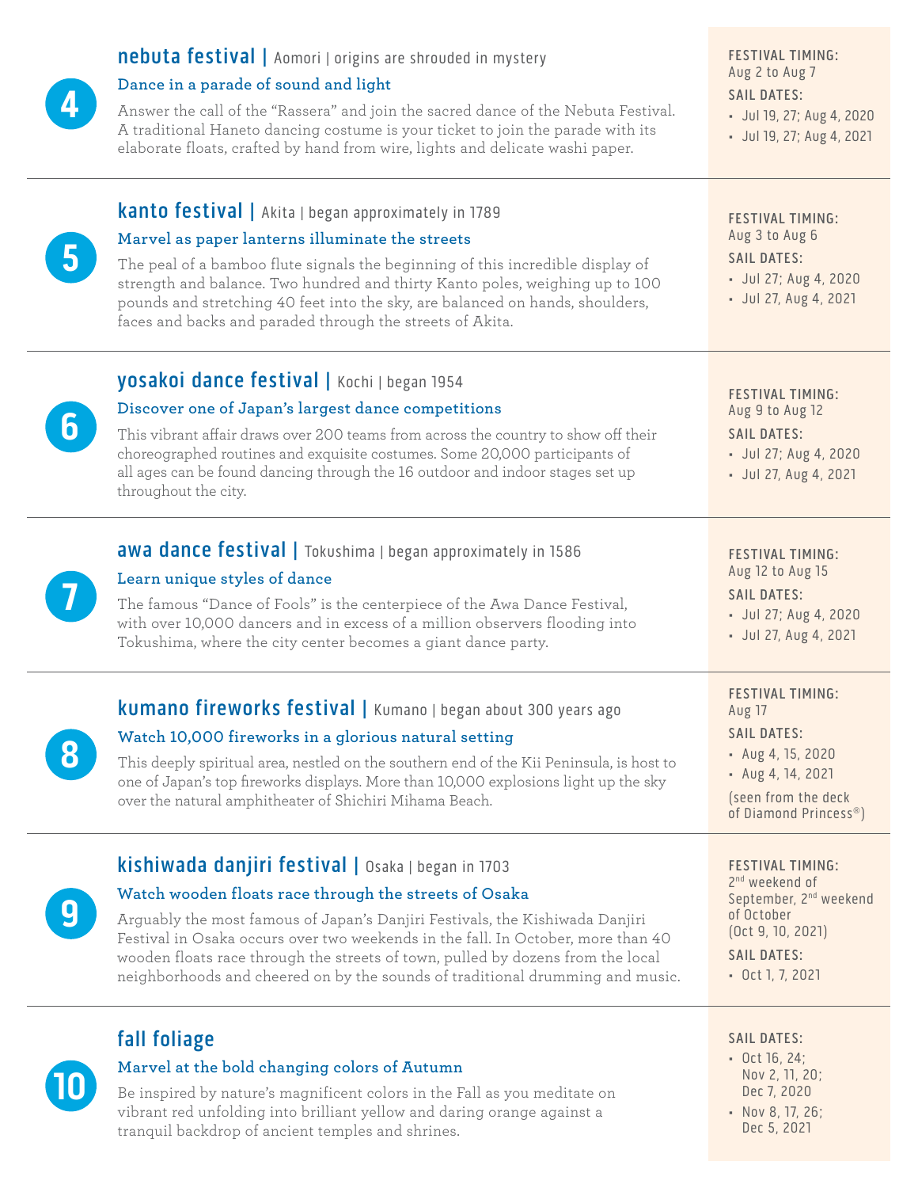## 4 nebuta festival | Aomori | origins are shrouded in mystery

### Dance in a parade of sound and light

Answer the call of the "Rassera" and join the sacred dance of the Nebuta Festival. A traditional Haneto dancing costume is your ticket to join the parade with its elaborate floats, crafted by hand from wire, lights and delicate washi paper.

**FESTIVAL TIMING:**
Aug 2 to Aug 7

**SAIL DATES:**

- Jul 19, 27; Aug 4, 2020
- Jul 19, 27; Aug 4, 2021

## 5 kanto festival | Akita | began approximately in 1789

### Marvel as paper lanterns illuminate the streets

The peal of a bamboo flute signals the beginning of this incredible display of strength and balance. Two hundred and thirty Kanto poles, weighing up to 100 pounds and stretching 40 feet into the sky, are balanced on hands, shoulders, faces and backs and paraded through the streets of Akita.

**FESTIVAL TIMING:**
Aug 3 to Aug 6

**SAIL DATES:**

- Jul 27; Aug 4, 2020
- Jul 27, Aug 4, 2021

## 6 yosakoi dance festival | Kochi | began 1954

### Discover one of Japan's largest dance competitions

This vibrant affair draws over 200 teams from across the country to show off their choreographed routines and exquisite costumes. Some 20,000 participants of all ages can be found dancing through the 16 outdoor and indoor stages set up throughout the city.

**FESTIVAL TIMING:**
Aug 9 to Aug 12

**SAIL DATES:**

- Jul 27; Aug 4, 2020
- Jul 27, Aug 4, 2021

## 7 awa dance festival | Tokushima | began approximately in 1586

### Learn unique styles of dance

The famous "Dance of Fools" is the centerpiece of the Awa Dance Festival, with over 10,000 dancers and in excess of a million observers flooding into Tokushima, where the city center becomes a giant dance party.

**FESTIVAL TIMING:**
Aug 12 to Aug 15

**SAIL DATES:**

- Jul 27; Aug 4, 2020
- Jul 27, Aug 4, 2021

## 8 kumano fireworks festival | Kumano | began about 300 years ago

### Watch 10,000 fireworks in a glorious natural setting

This deeply spiritual area, nestled on the southern end of the Kii Peninsula, is host to one of Japan's top fireworks displays. More than 10,000 explosions light up the sky over the natural amphitheater of Shichiri Mihama Beach.

**FESTIVAL TIMING:**
Aug 17

**SAIL DATES:**

- Aug 4, 15, 2020
- Aug 4, 14, 2021

(seen from the deck of Diamond Princess®)

## 9 kishiwada danjiri festival | Osaka | began in 1703

### Watch wooden floats race through the streets of Osaka

Arguably the most famous of Japan's Danjiri Festivals, the Kishiwada Danjiri Festival in Osaka occurs over two weekends in the fall. In October, more than 40 wooden floats race through the streets of town, pulled by dozens from the local neighborhoods and cheered on by the sounds of traditional drumming and music.

**FESTIVAL TIMING:**
2nd weekend of September, 2nd weekend of October (Oct 9, 10, 2021)

**SAIL DATES:**

- Oct 1, 7, 2021

## 10 fall foliage

### Marvel at the bold changing colors of Autumn

Be inspired by nature's magnificent colors in the Fall as you meditate on vibrant red unfolding into brilliant yellow and daring orange against a tranquil backdrop of ancient temples and shrines.

**SAIL DATES:**

- Oct 16, 24; Nov 2, 11, 20; Dec 7, 2020
- Nov 8, 17, 26; Dec 5, 2021